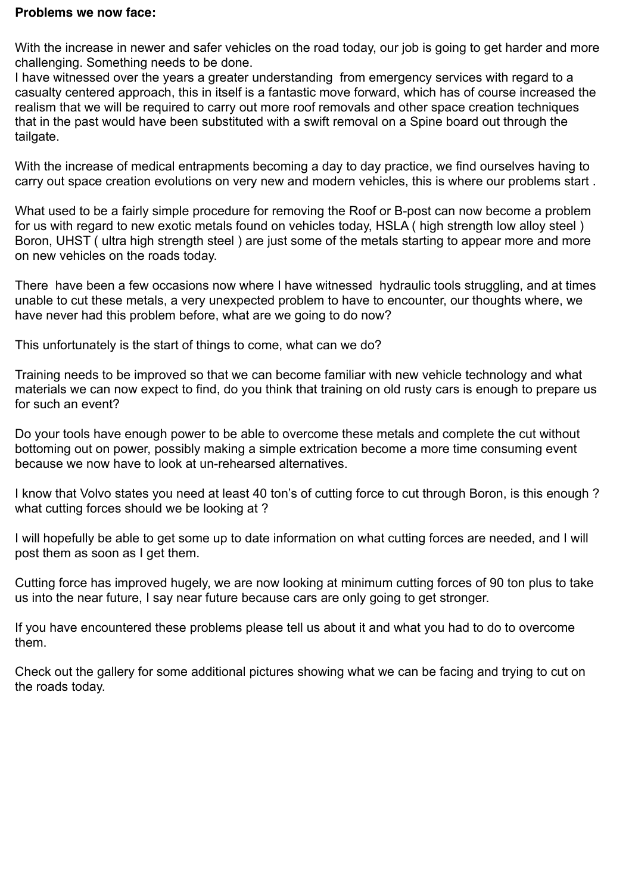**Problems we now face:**

With the increase in newer and safer vehicles on the road today, our job is going to get harder and more challenging. Something needs to be done.
I have witnessed over the years a greater understanding  from emergency services with regard to a casualty centered approach, this in itself is a fantastic move forward, which has of course increased the realism that we will be required to carry out more roof removals and other space creation techniques that in the past would have been substituted with a swift removal on a Spine board out through the tailgate.

With the increase of medical entrapments becoming a day to day practice, we find ourselves having to carry out space creation evolutions on very new and modern vehicles, this is where our problems start .

What used to be a fairly simple procedure for removing the Roof or B-post can now become a problem for us with regard to new exotic metals found on vehicles today, HSLA ( high strength low alloy steel ) Boron, UHST ( ultra high strength steel ) are just some of the metals starting to appear more and more on new vehicles on the roads today.

There  have been a few occasions now where I have witnessed  hydraulic tools struggling, and at times unable to cut these metals, a very unexpected problem to have to encounter, our thoughts where, we have never had this problem before, what are we going to do now?

This unfortunately is the start of things to come, what can we do?

Training needs to be improved so that we can become familiar with new vehicle technology and what materials we can now expect to find, do you think that training on old rusty cars is enough to prepare us for such an event?

Do your tools have enough power to be able to overcome these metals and complete the cut without bottoming out on power, possibly making a simple extrication become a more time consuming event because we now have to look at un-rehearsed alternatives.

I know that Volvo states you need at least 40 ton's of cutting force to cut through Boron, is this enough ? what cutting forces should we be looking at ?

I will hopefully be able to get some up to date information on what cutting forces are needed, and I will post them as soon as I get them.

Cutting force has improved hugely, we are now looking at minimum cutting forces of 90 ton plus to take us into the near future, I say near future because cars are only going to get stronger.

If you have encountered these problems please tell us about it and what you had to do to overcome them.

Check out the gallery for some additional pictures showing what we can be facing and trying to cut on the roads today.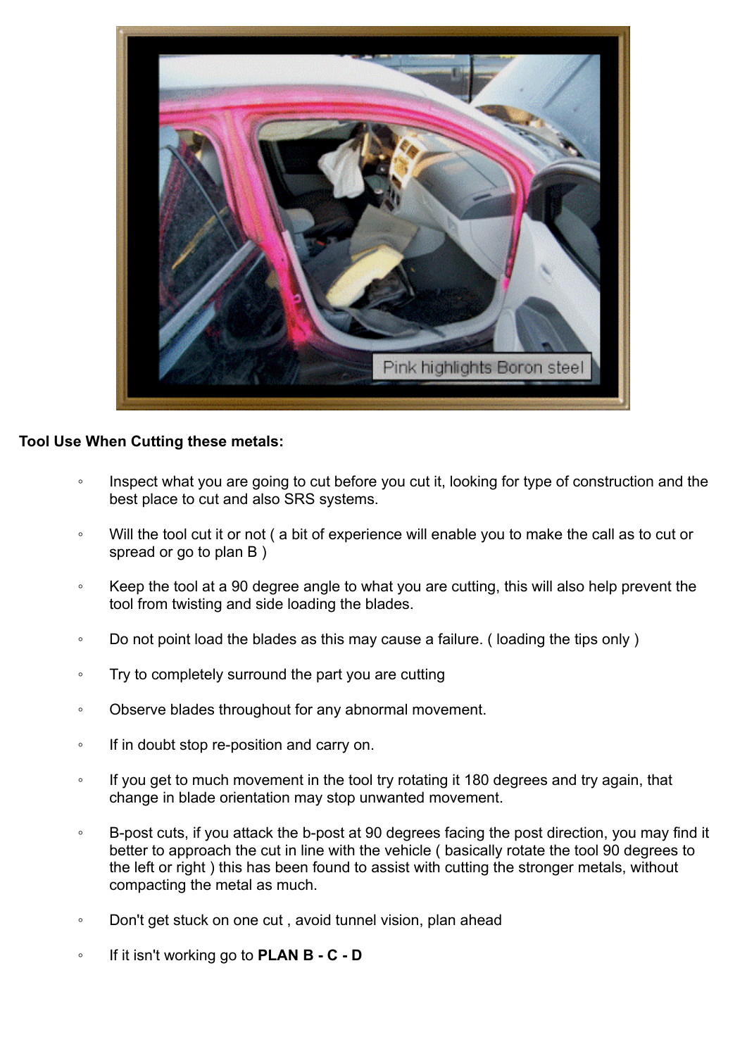**Tool Use When Cutting these metals:**

- Inspect what you are going to cut before you cut it, looking for type of construction and the best place to cut and also SRS systems.
- Will the tool cut it or not ( a bit of experience will enable you to make the call as to cut or spread or go to plan B )
- Keep the tool at a 90 degree angle to what you are cutting, this will also help prevent the tool from twisting and side loading the blades.
- Do not point load the blades as this may cause a failure. ( loading the tips only )
- Try to completely surround the part you are cutting
- Observe blades throughout for any abnormal movement.
- If in doubt stop re-position and carry on.
- If you get to much movement in the tool try rotating it 180 degrees and try again, that change in blade orientation may stop unwanted movement.
- B-post cuts, if you attack the b-post at 90 degrees facing the post direction, you may find it better to approach the cut in line with the vehicle ( basically rotate the tool 90 degrees to the left or right ) this has been found to assist with cutting the stronger metals, without compacting the metal as much.
- Don't get stuck on one cut , avoid tunnel vision, plan ahead
- If it isn't working go to **PLAN B - C - D**